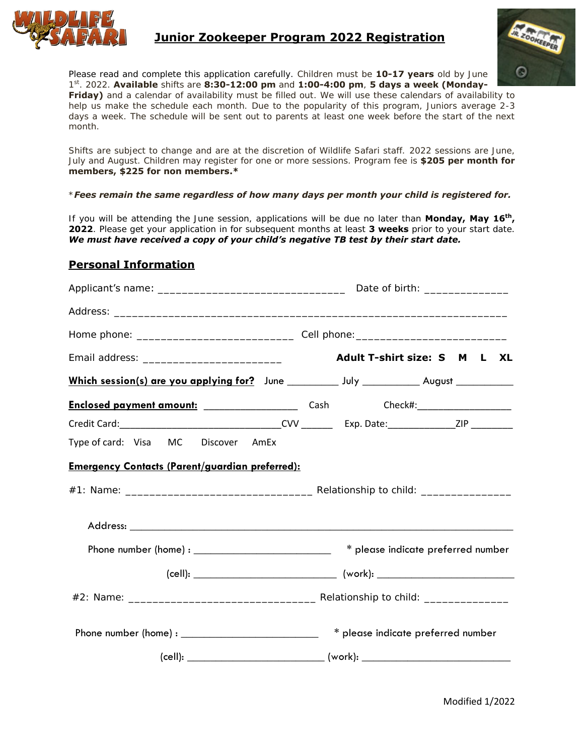# Junior Zookeeper Program 2022 Registration

Please read and complete this application carefully. Children must be **10-17 years** old by June 1st. 2022. **Available** shifts are **8:30-12:00 pm** and **1:00-4:00 pm**, **5 days a week (Monday-Friday)** and a calendar of availability must be filled out. We will use these calendars of availability to help us make the schedule each month. Due to the popularity of this program, Juniors average 2-3 days a week. The schedule will be sent out to parents at least one week before the start of the next month.

Shifts are subject to change and are at the discretion of Wildlife Safari staff. 2022 sessions are June, July and August. Children may register for one or more sessions. Program fee is **$205 per month for members, $225 for non members.***

**_*Fees remain the same regardless of how many days per month your child is registered for._**

If you will be attending the June session, applications will be due no later than **Monday, May 16th, 2022**. Please get your application in for subsequent months at least **3 weeks** prior to your start date. **_We must have received a copy of your child's negative TB test by their start date._**

## Personal Information

Applicant's name: ______________________________ Date of birth: _____________

Address: ______________________________________________________________

Home phone: _________________________ Cell phone: _________________________

Email address: ______________________ **Adult T-shirt size: S M L XL**

**Which session(s) are you applying for?** June _________ July __________ August __________

**Enclosed payment amount:** ________________ Cash Check#: _________________

Credit Card: ____________________________ CVV ______ Exp. Date: ____________ ZIP ________

Type of card: Visa MC Discover AmEx

**Emergency Contacts (Parent/guardian preferred):**

#1: Name: ______________________________ Relationship to child: ______________

Address: ______________________________________________________________

Phone number (home) : _________________________ * please indicate preferred number

(cell): _________________________ (work): _________________________

#2: Name: ______________________________ Relationship to child: ______________

Phone number (home) : _________________________ * please indicate preferred number

(cell): _________________________ (work): _________________________

Modified 1/2022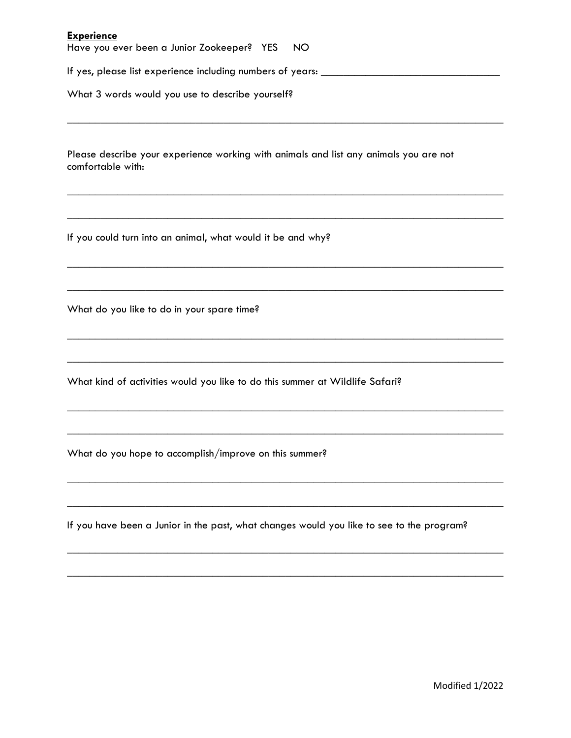**Experience**

Have you ever been a Junior Zookeeper? YES NO

If yes, please list experience including numbers of years: ________________________________

What 3 words would you use to describe yourself?

_______________________________________________________________________________

Please describe your experience working with animals and list any animals you are not comfortable with:

_______________________________________________________________________________

_______________________________________________________________________________

If you could turn into an animal, what would it be and why?

_______________________________________________________________________________

_______________________________________________________________________________

What do you like to do in your spare time?

_______________________________________________________________________________

_______________________________________________________________________________

What kind of activities would you like to do this summer at Wildlife Safari?

_______________________________________________________________________________

_______________________________________________________________________________

What do you hope to accomplish/improve on this summer?

_______________________________________________________________________________

_______________________________________________________________________________

If you have been a Junior in the past, what changes would you like to see to the program?

_______________________________________________________________________________

_______________________________________________________________________________

Modified 1/2022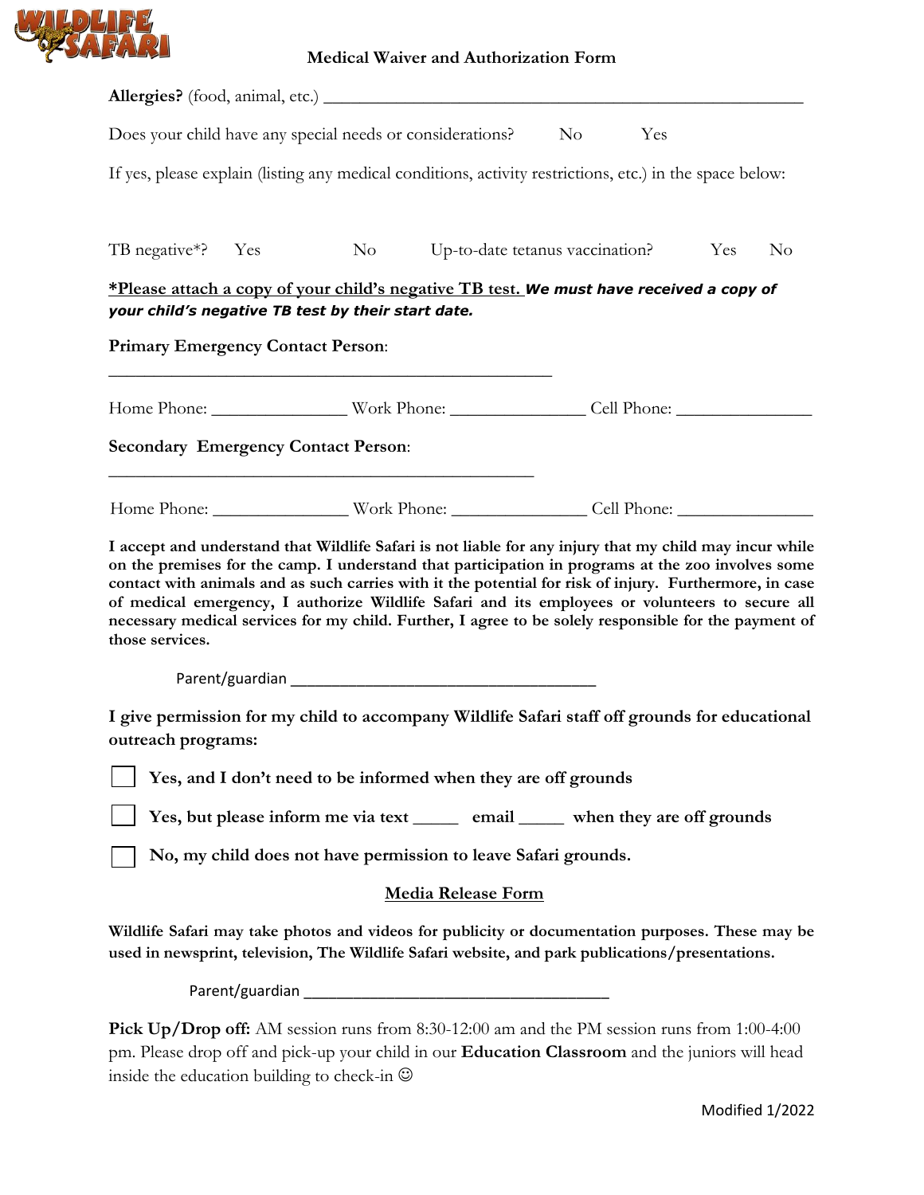# Medical Waiver and Authorization Form

**Allergies?** (food, animal, etc.) ___________________________________________________________

Does your child have any special needs or considerations? No Yes

If yes, please explain (listing any medical conditions, activity restrictions, etc.) in the space below:

TB negative*? Yes No Up-to-date tetanus vaccination? Yes No

***Please attach a copy of your child's negative TB test.*** ***We must have received a copy of your child's negative TB test by their start date.***

**Primary Emergency Contact Person**:

___________________________________________________

Home Phone: _______________ Work Phone: _______________ Cell Phone: _______________

**Secondary Emergency Contact Person**:

_________________________________________________

Home Phone: _______________ Work Phone: _______________ Cell Phone: _______________

**I accept and understand that Wildlife Safari is not liable for any injury that my child may incur while on the premises for the camp. I understand that participation in programs at the zoo involves some contact with animals and as such carries with it the potential for risk of injury. Furthermore, in case of medical emergency, I authorize Wildlife Safari and its employees or volunteers to secure all necessary medical services for my child. Further, I agree to be solely responsible for the payment of those services.**

Parent/guardian ___________________________________

**I give permission for my child to accompany Wildlife Safari staff off grounds for educational outreach programs:**

- ☐ **Yes, and I don't need to be informed when they are off grounds**
- ☐ **Yes, but please inform me via text _____ email _____ when they are off grounds**
- ☐ **No, my child does not have permission to leave Safari grounds.**

## Media Release Form

**Wildlife Safari may take photos and videos for publicity or documentation purposes. These may be used in newsprint, television, The Wildlife Safari website, and park publications/presentations.**

Parent/guardian ___________________________________

**Pick Up/Drop off:** AM session runs from 8:30-12:00 am and the PM session runs from 1:00-4:00 pm. Please drop off and pick-up your child in our **Education Classroom** and the juniors will head inside the education building to check-in ☺

Modified 1/2022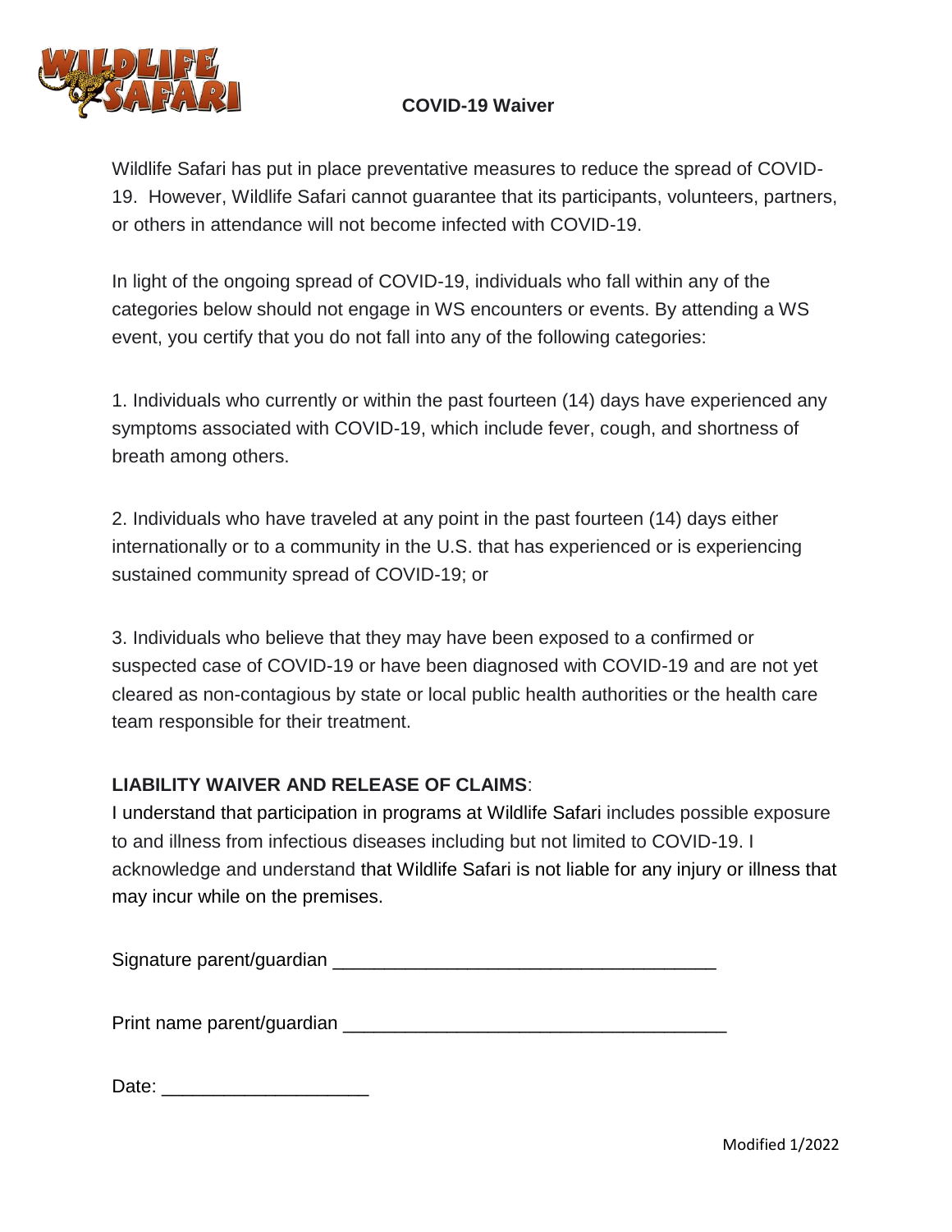# COVID-19 Waiver

Wildlife Safari has put in place preventative measures to reduce the spread of COVID-19. However, Wildlife Safari cannot guarantee that its participants, volunteers, partners, or others in attendance will not become infected with COVID-19.

In light of the ongoing spread of COVID-19, individuals who fall within any of the categories below should not engage in WS encounters or events. By attending a WS event, you certify that you do not fall into any of the following categories:

1. Individuals who currently or within the past fourteen (14) days have experienced any symptoms associated with COVID-19, which include fever, cough, and shortness of breath among others.

2. Individuals who have traveled at any point in the past fourteen (14) days either internationally or to a community in the U.S. that has experienced or is experiencing sustained community spread of COVID-19; or

3. Individuals who believe that they may have been exposed to a confirmed or suspected case of COVID-19 or have been diagnosed with COVID-19 and are not yet cleared as non-contagious by state or local public health authorities or the health care team responsible for their treatment.

**LIABILITY WAIVER AND RELEASE OF CLAIMS**:
I understand that participation in programs at Wildlife Safari includes possible exposure to and illness from infectious diseases including but not limited to COVID-19. I acknowledge and understand that Wildlife Safari is not liable for any injury or illness that may incur while on the premises.

Signature parent/guardian ____________________________________

Print name parent/guardian ____________________________________

Date: ____________________

Modified 1/2022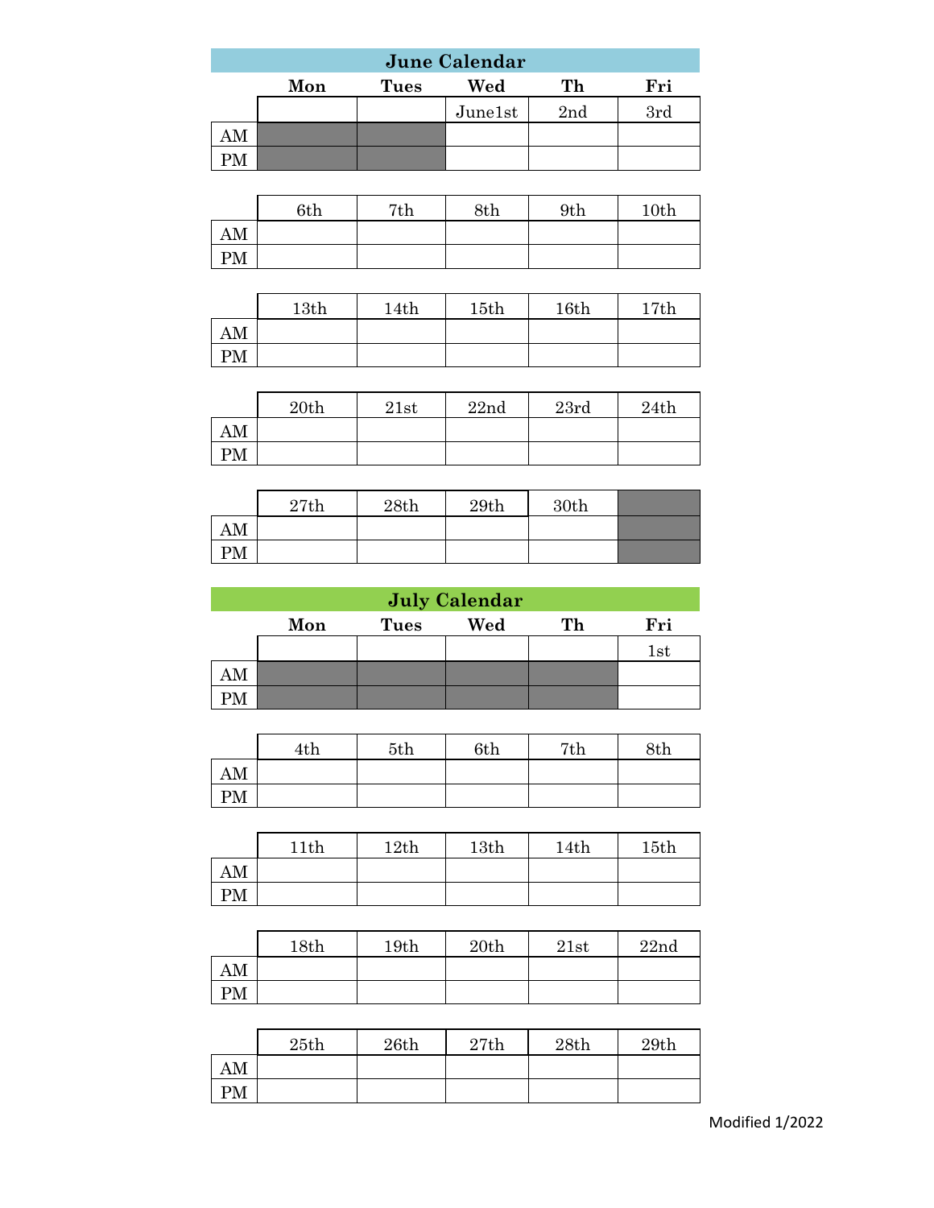## June Calendar

| | Mon | Tues | Wed | Th | Fri |
|---|---|---|---|---|---|
| | | | June1st | 2nd | 3rd |
| AM | | | | | |
| PM | | | | | |

| | 6th | 7th | 8th | 9th | 10th |
|---|---|---|---|---|---|
| AM | | | | | |
| PM | | | | | |

| | 13th | 14th | 15th | 16th | 17th |
|---|---|---|---|---|---|
| AM | | | | | |
| PM | | | | | |

| | 20th | 21st | 22nd | 23rd | 24th |
|---|---|---|---|---|---|
| AM | | | | | |
| PM | | | | | |

| | 27th | 28th | 29th | 30th | |
|---|---|---|---|---|---|
| AM | | | | | |
| PM | | | | | |

## July Calendar

| | Mon | Tues | Wed | Th | Fri |
|---|---|---|---|---|---|
| | | | | | 1st |
| AM | | | | | |
| PM | | | | | |

| | 4th | 5th | 6th | 7th | 8th |
|---|---|---|---|---|---|
| AM | | | | | |
| PM | | | | | |

| | 11th | 12th | 13th | 14th | 15th |
|---|---|---|---|---|---|
| AM | | | | | |
| PM | | | | | |

| | 18th | 19th | 20th | 21st | 22nd |
|---|---|---|---|---|---|
| AM | | | | | |
| PM | | | | | |

| | 25th | 26th | 27th | 28th | 29th |
|---|---|---|---|---|---|
| AM | | | | | |
| PM | | | | | |

Modified 1/2022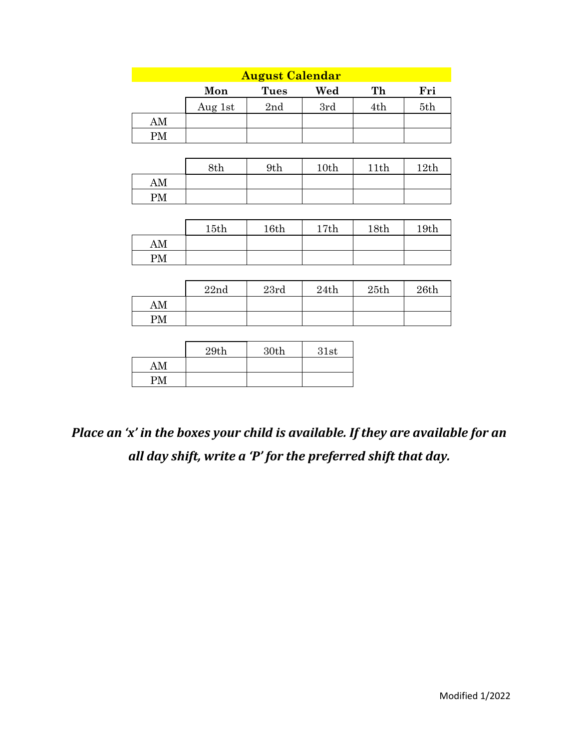# August Calendar

| | Mon | Tues | Wed | Th | Fri |
|---|---|---|---|---|---|
| | Aug 1st | 2nd | 3rd | 4th | 5th |
| AM | | | | | |
| PM | | | | | |

| | | | | | |
|---|---|---|---|---|---|
| | 8th | 9th | 10th | 11th | 12th |
| AM | | | | | |
| PM | | | | | |

| | | | | | |
|---|---|---|---|---|---|
| | 15th | 16th | 17th | 18th | 19th |
| AM | | | | | |
| PM | | | | | |

| | | | | | |
|---|---|---|---|---|---|
| | 22nd | 23rd | 24th | 25th | 26th |
| AM | | | | | |
| PM | | | | | |

| | | | |
|---|---|---|---|
| | 29th | 30th | 31st |
| AM | | | |
| PM | | | |

***Place an 'x' in the boxes your child is available. If they are available for an all day shift, write a 'P' for the preferred shift that day.***

Modified 1/2022